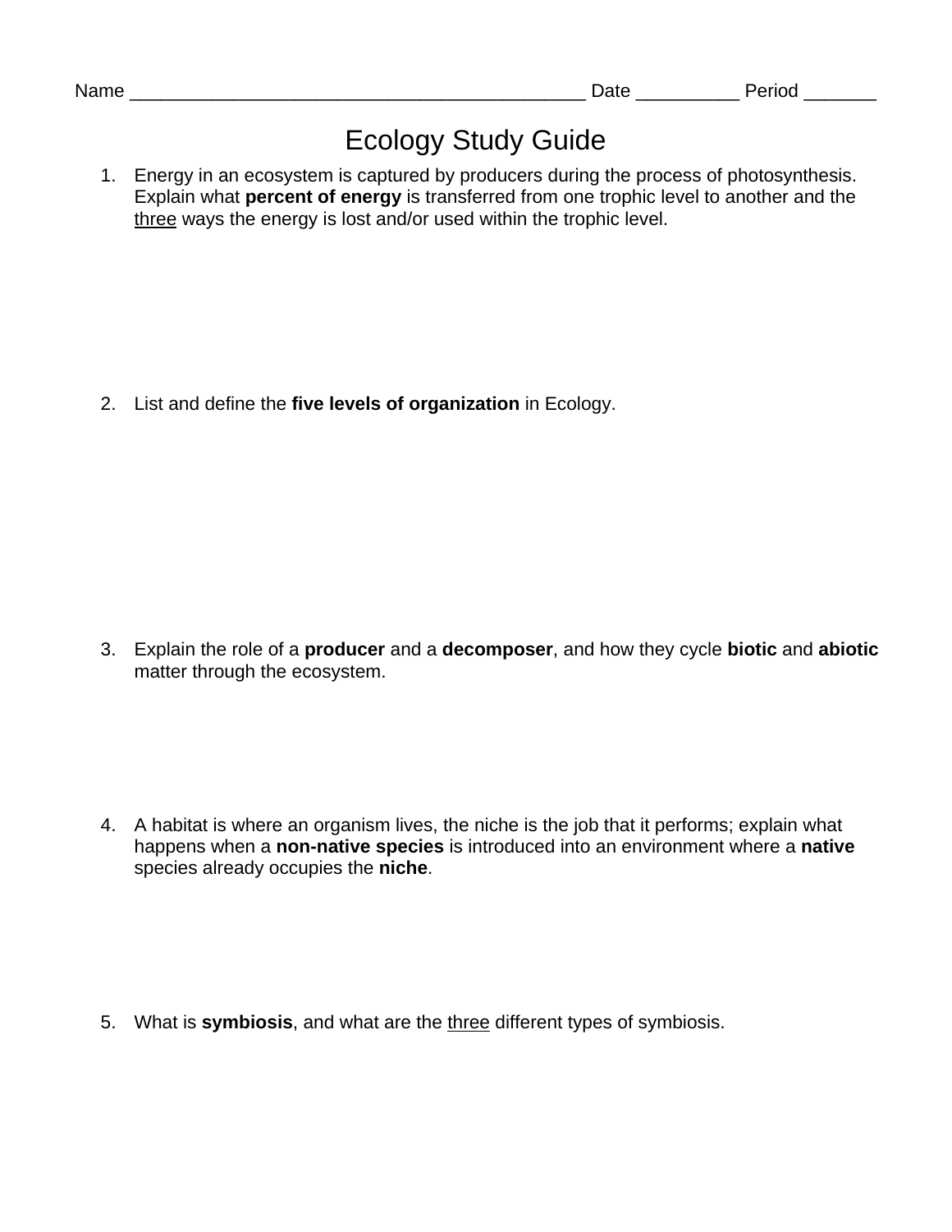Name ____________________________________________ Date __________ Period _______

# Ecology Study Guide

1. Energy in an ecosystem is captured by producers during the process of photosynthesis. Explain what **percent of energy** is transferred from one trophic level to another and the <u>three</u> ways the energy is lost and/or used within the trophic level.

2. List and define the **five levels of organization** in Ecology.

3. Explain the role of a **producer** and a **decomposer**, and how they cycle **biotic** and **abiotic** matter through the ecosystem.

4. A habitat is where an organism lives, the niche is the job that it performs; explain what happens when a **non-native species** is introduced into an environment where a **native** species already occupies the **niche**.

5. What is **symbiosis**, and what are the <u>three</u> different types of symbiosis.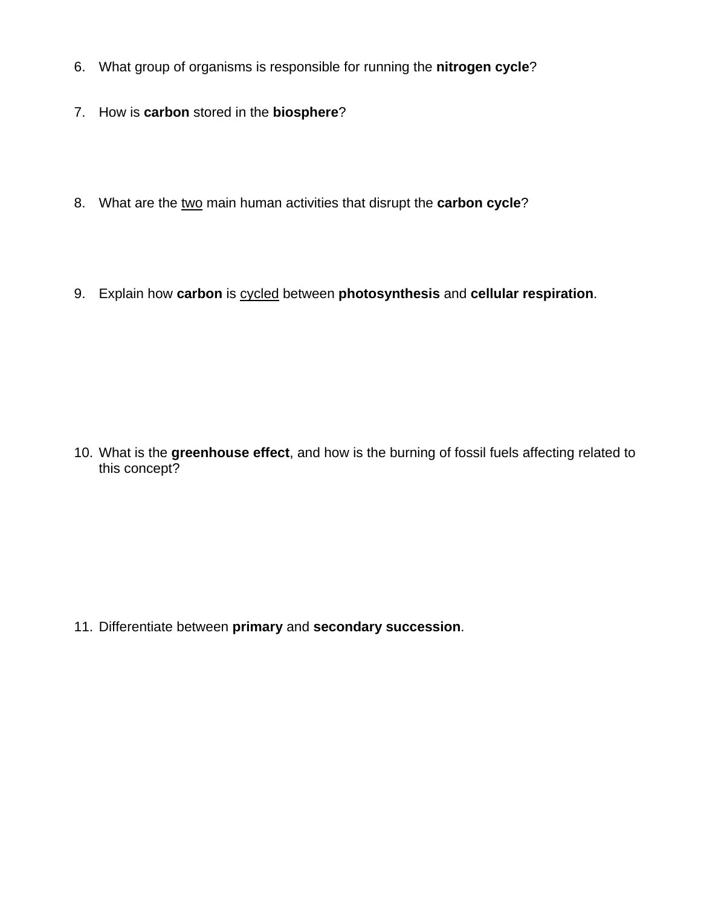6. What group of organisms is responsible for running the **nitrogen cycle**?

7. How is **carbon** stored in the **biosphere**?

8. What are the <u>two</u> main human activities that disrupt the **carbon cycle**?

9. Explain how **carbon** is <u>cycled</u> between **photosynthesis** and **cellular respiration**.

10. What is the **greenhouse effect**, and how is the burning of fossil fuels affecting related to this concept?

11. Differentiate between **primary** and **secondary succession**.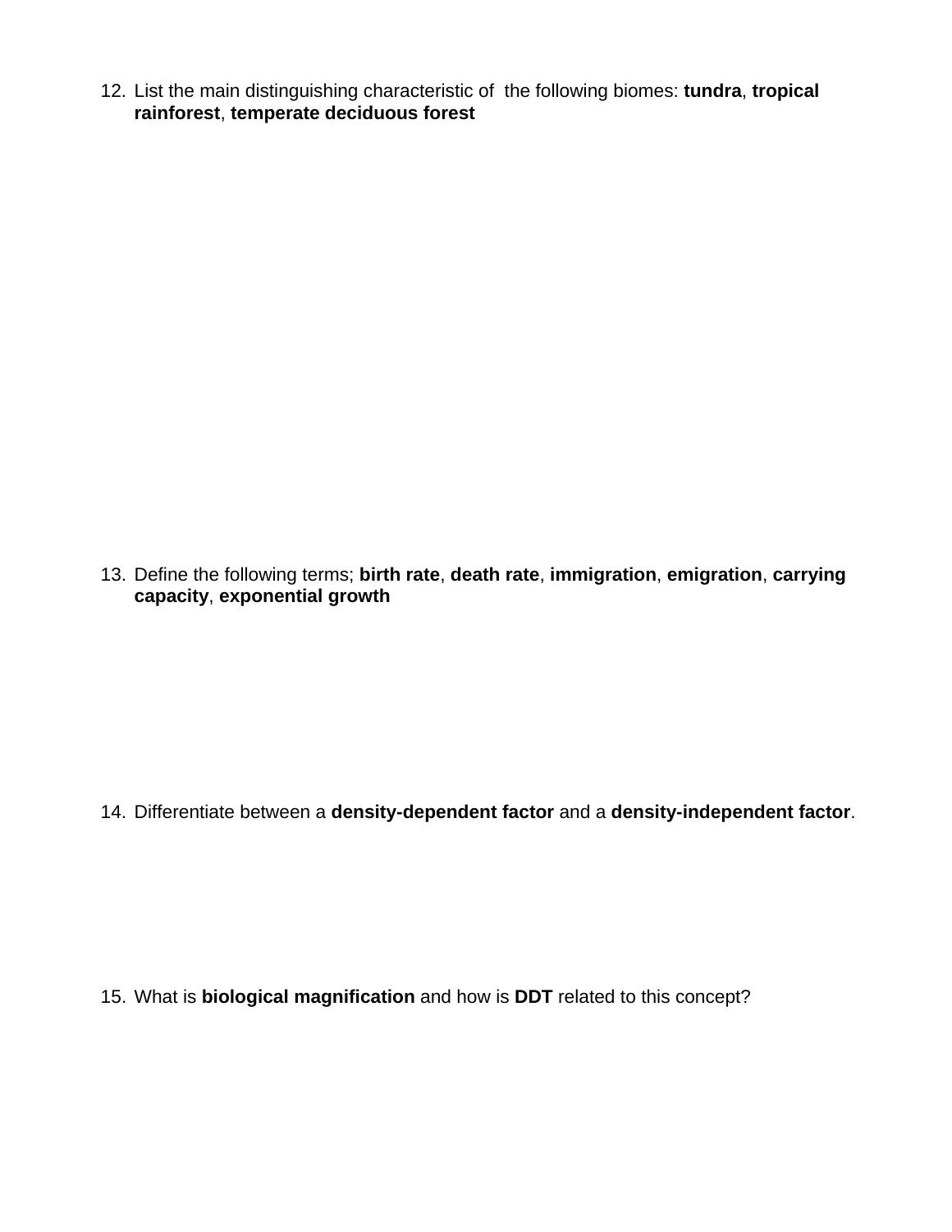12. List the main distinguishing characteristic of  the following biomes: **tundra**, **tropical rainforest**, **temperate deciduous forest**

13. Define the following terms; **birth rate**, **death rate**, **immigration**, **emigration**, **carrying capacity**, **exponential growth**

14. Differentiate between a **density-dependent factor** and a **density-independent factor**.

15. What is **biological magnification** and how is **DDT** related to this concept?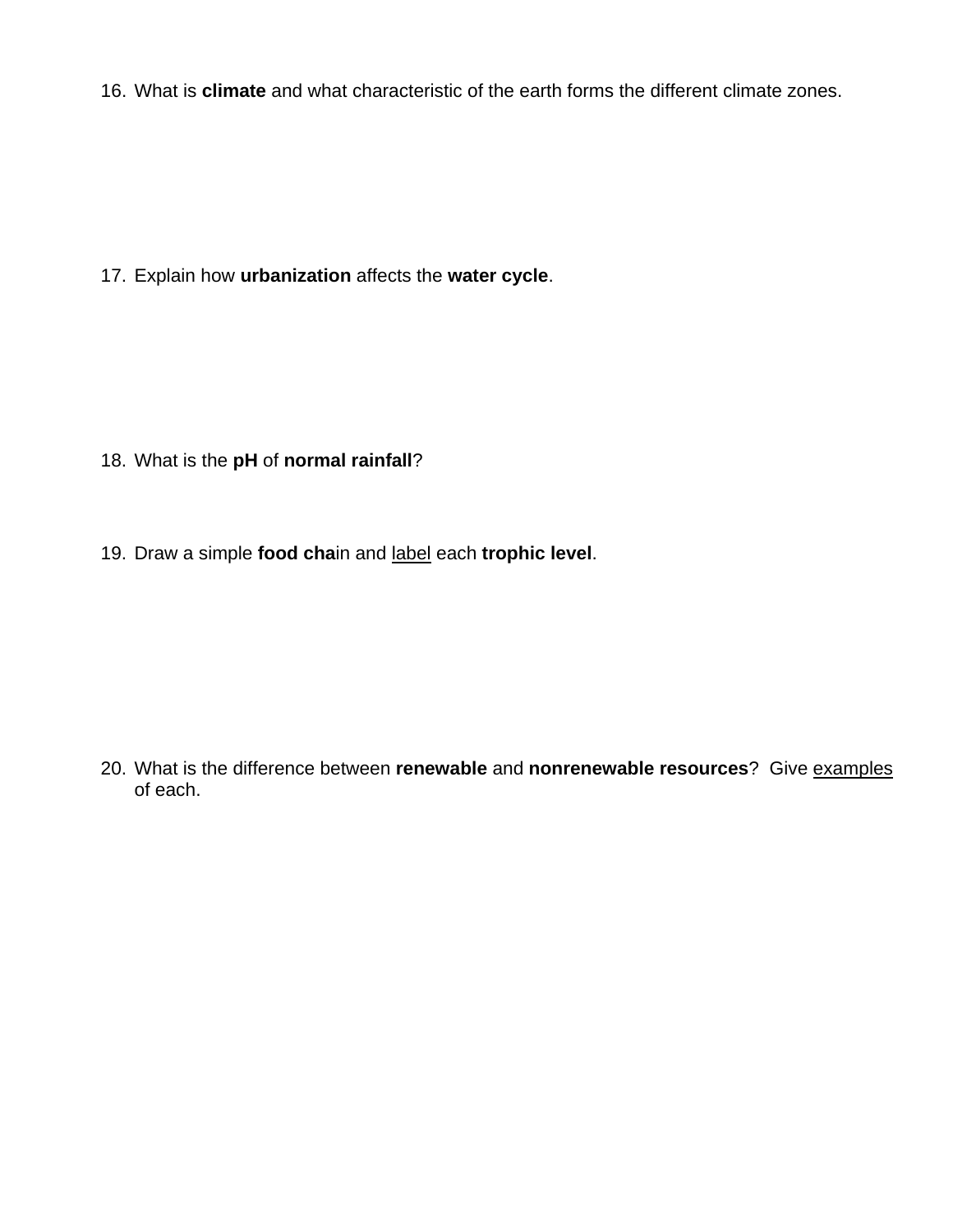16. What is **climate** and what characteristic of the earth forms the different climate zones.

17. Explain how **urbanization** affects the **water cycle**.

18. What is the **pH** of **normal rainfall**?

19. Draw a simple **food cha**in and <u>label</u> each **trophic level**.

20. What is the difference between **renewable** and **nonrenewable resources**? Give <u>examples</u> of each.